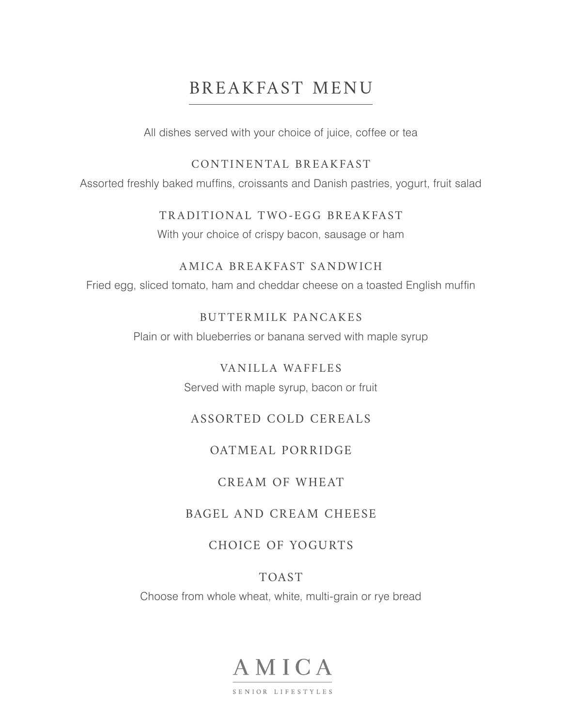# BREAKFAST MENU

All dishes served with your choice of juice, coffee or tea

## CONTINENTAL BREAKFAST

Assorted freshly baked muffins, croissants and Danish pastries, yogurt, fruit salad

## TRADITIONAL TWO-EGG BREAKFAST

With your choice of crispy bacon, sausage or ham

## AMICA BREAKFAST SANDWICH

Fried egg, sliced tomato, ham and cheddar cheese on a toasted English muffin

## BUTTERMILK PANCAKES

Plain or with blueberries or banana served with maple syrup

## VANILLA WAFFLES

Served with maple syrup, bacon or fruit

## ASSORTED COLD CEREALS

## OATMEAL PORRIDGE

## CREAM OF WHEAT

## BAGEL AND CREAM CHEESE

## CHOICE OF YOGURTS

## TOAST

Choose from whole wheat, white, multi-grain or rye bread

AMICA

SENIOR LIFESTYLES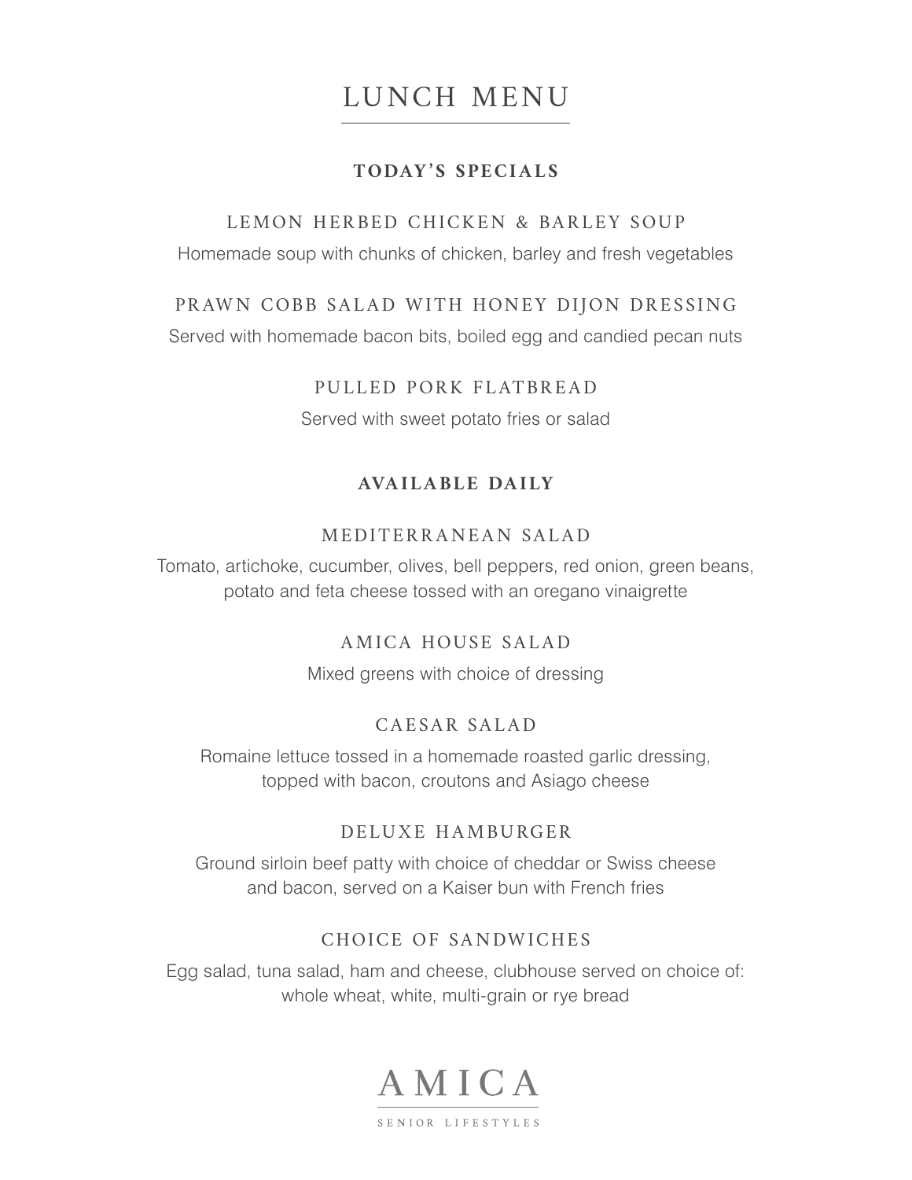# LUNCH MENU

## TODAY'S SPECIALS

### LEMON HERBED CHICKEN & BARLEY SOUP

Homemade soup with chunks of chicken, barley and fresh vegetables

### PRAWN COBB SALAD WITH HONEY DIJON DRESSING

Served with homemade bacon bits, boiled egg and candied pecan nuts

### PULLED PORK FLATBREAD

Served with sweet potato fries or salad

## AVAILABLE DAILY

### MEDITERRANEAN SALAD

Tomato, artichoke, cucumber, olives, bell peppers, red onion, green beans, potato and feta cheese tossed with an oregano vinaigrette

### AMICA HOUSE SALAD

Mixed greens with choice of dressing

### CAESAR SALAD

Romaine lettuce tossed in a homemade roasted garlic dressing, topped with bacon, croutons and Asiago cheese

### DELUXE HAMBURGER

Ground sirloin beef patty with choice of cheddar or Swiss cheese and bacon, served on a Kaiser bun with French fries

### CHOICE OF SANDWICHES

Egg salad, tuna salad, ham and cheese, clubhouse served on choice of: whole wheat, white, multi-grain or rye bread

AMICA

SENIOR LIFESTYLES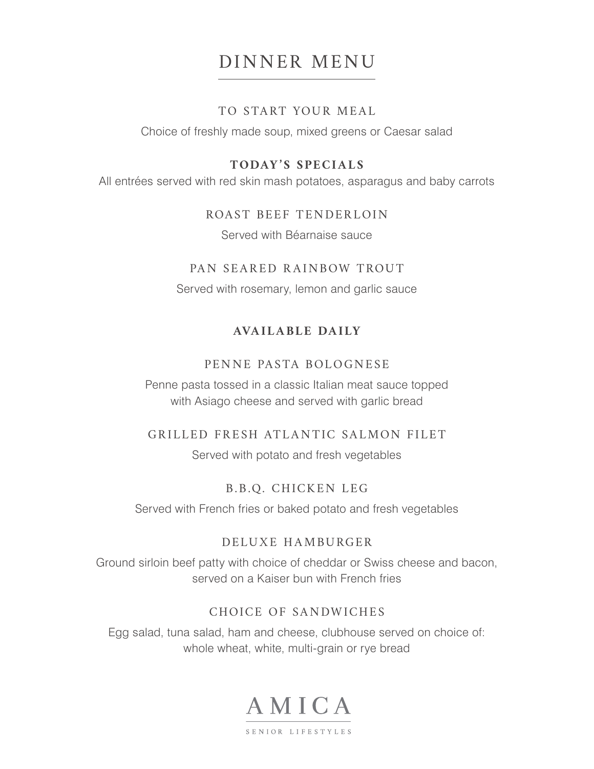# DINNER MENU

## TO START YOUR MEAL

Choice of freshly made soup, mixed greens or Caesar salad

## TODAY'S SPECIALS

All entrées served with red skin mash potatoes, asparagus and baby carrots

### ROAST BEEF TENDERLOIN

Served with Béarnaise sauce

### PAN SEARED RAINBOW TROUT

Served with rosemary, lemon and garlic sauce

## AVAILABLE DAILY

### PENNE PASTA BOLOGNESE

Penne pasta tossed in a classic Italian meat sauce topped with Asiago cheese and served with garlic bread

### GRILLED FRESH ATLANTIC SALMON FILET

Served with potato and fresh vegetables

### B.B.Q. CHICKEN LEG

Served with French fries or baked potato and fresh vegetables

### DELUXE HAMBURGER

Ground sirloin beef patty with choice of cheddar or Swiss cheese and bacon, served on a Kaiser bun with French fries

### CHOICE OF SANDWICHES

Egg salad, tuna salad, ham and cheese, clubhouse served on choice of: whole wheat, white, multi-grain or rye bread

AMICA

SENIOR LIFESTYLES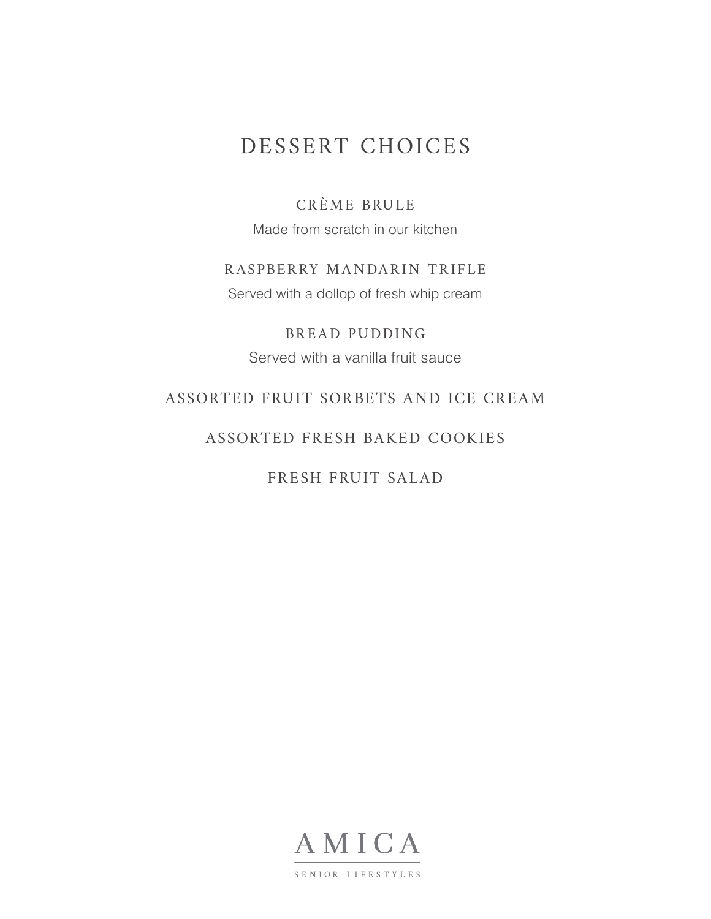# DESSERT CHOICES

### CRÈME BRULE

Made from scratch in our kitchen

### RASPBERRY MANDARIN TRIFLE

Served with a dollop of fresh whip cream

### BREAD PUDDING

Served with a vanilla fruit sauce

### ASSORTED FRUIT SORBETS AND ICE CREAM

### ASSORTED FRESH BAKED COOKIES

### FRESH FRUIT SALAD

AMICA

SENIOR LIFESTYLES